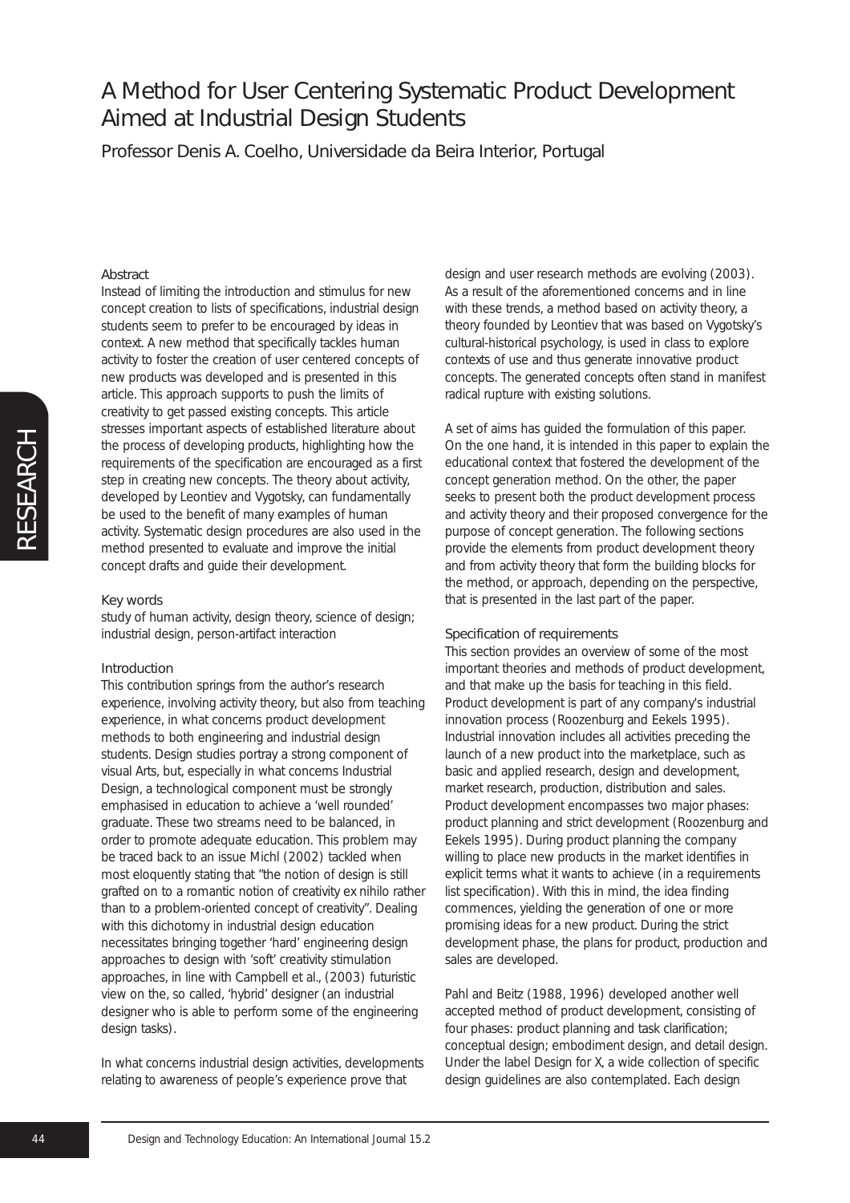# A Method for User Centering Systematic Product Development Aimed at Industrial Design Students

Professor Denis A. Coelho, Universidade da Beira Interior, Portugal

## Abstract

Instead of limiting the introduction and stimulus for new concept creation to lists of specifications, industrial design students seem to prefer to be encouraged by ideas in context. A new method that specifically tackles human activity to foster the creation of user centered concepts of new products was developed and is presented in this article. This approach supports to push the limits of creativity to get passed existing concepts. This article stresses important aspects of established literature about the process of developing products, highlighting how the requirements of the specification are encouraged as a first step in creating new concepts. The theory about activity, developed by Leontiev and Vygotsky, can fundamentally be used to the benefit of many examples of human activity. Systematic design procedures are also used in the method presented to evaluate and improve the initial concept drafts and guide their development.

## Key words

study of human activity, design theory, science of design; industrial design, person-artifact interaction

## Introduction

This contribution springs from the author's research experience, involving activity theory, but also from teaching experience, in what concerns product development methods to both engineering and industrial design students. Design studies portray a strong component of visual Arts, but, especially in what concerns Industrial Design, a technological component must be strongly emphasised in education to achieve a 'well rounded' graduate. These two streams need to be balanced, in order to promote adequate education. This problem may be traced back to an issue Michl (2002) tackled when most eloquently stating that "the notion of design is still grafted on to a romantic notion of creativity ex nihilo rather than to a problem-oriented concept of creativity". Dealing with this dichotomy in industrial design education necessitates bringing together 'hard' engineering design approaches to design with 'soft' creativity stimulation approaches, in line with Campbell et al., (2003) futuristic view on the, so called, 'hybrid' designer (an industrial designer who is able to perform some of the engineering design tasks).

In what concerns industrial design activities, developments relating to awareness of people's experience prove that design and user research methods are evolving (2003). As a result of the aforementioned concerns and in line with these trends, a method based on activity theory, a theory founded by Leontiev that was based on Vygotsky's cultural-historical psychology, is used in class to explore contexts of use and thus generate innovative product concepts. The generated concepts often stand in manifest radical rupture with existing solutions.

A set of aims has guided the formulation of this paper. On the one hand, it is intended in this paper to explain the educational context that fostered the development of the concept generation method. On the other, the paper seeks to present both the product development process and activity theory and their proposed convergence for the purpose of concept generation. The following sections provide the elements from product development theory and from activity theory that form the building blocks for the method, or approach, depending on the perspective, that is presented in the last part of the paper.

## Specification of requirements

This section provides an overview of some of the most important theories and methods of product development, and that make up the basis for teaching in this field. Product development is part of any company's industrial innovation process (Roozenburg and Eekels 1995). Industrial innovation includes all activities preceding the launch of a new product into the marketplace, such as basic and applied research, design and development, market research, production, distribution and sales. Product development encompasses two major phases: product planning and strict development (Roozenburg and Eekels 1995). During product planning the company willing to place new products in the market identifies in explicit terms what it wants to achieve (in a requirements list specification). With this in mind, the idea finding commences, yielding the generation of one or more promising ideas for a new product. During the strict development phase, the plans for product, production and sales are developed.

Pahl and Beitz (1988, 1996) developed another well accepted method of product development, consisting of four phases: product planning and task clarification; conceptual design; embodiment design, and detail design. Under the label Design for X, a wide collection of specific design guidelines are also contemplated. Each design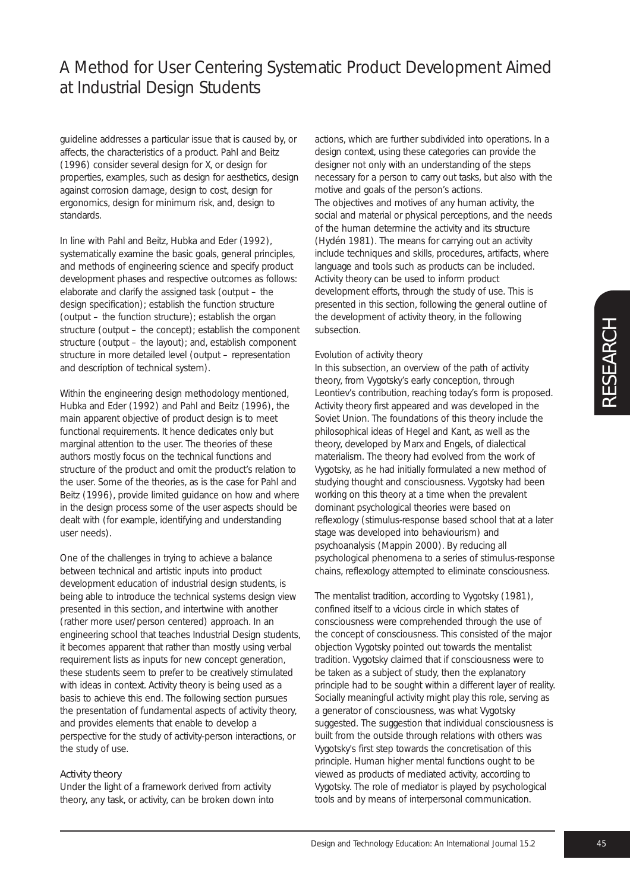guideline addresses a particular issue that is caused by, or affects, the characteristics of a product. Pahl and Beitz (1996) consider several design for X, or design for properties, examples, such as design for aesthetics, design against corrosion damage, design to cost, design for ergonomics, design for minimum risk, and, design to standards.

In line with Pahl and Beitz, Hubka and Eder (1992), systematically examine the basic goals, general principles, and methods of engineering science and specify product development phases and respective outcomes as follows: elaborate and clarify the assigned task (output – the design specification); establish the function structure (output – the function structure); establish the organ structure (output – the concept); establish the component structure (output – the layout); and, establish component structure in more detailed level (output – representation and description of technical system).

Within the engineering design methodology mentioned, Hubka and Eder (1992) and Pahl and Beitz (1996), the main apparent objective of product design is to meet functional requirements. It hence dedicates only but marginal attention to the user. The theories of these authors mostly focus on the technical functions and structure of the product and omit the product's relation to the user. Some of the theories, as is the case for Pahl and Beitz (1996), provide limited guidance on how and where in the design process some of the user aspects should be dealt with (for example, identifying and understanding user needs).

One of the challenges in trying to achieve a balance between technical and artistic inputs into product development education of industrial design students, is being able to introduce the technical systems design view presented in this section, and intertwine with another (rather more user/person centered) approach. In an engineering school that teaches Industrial Design students, it becomes apparent that rather than mostly using verbal requirement lists as inputs for new concept generation, these students seem to prefer to be creatively stimulated with ideas in context. Activity theory is being used as a basis to achieve this end. The following section pursues the presentation of fundamental aspects of activity theory, and provides elements that enable to develop a perspective for the study of activity-person interactions, or the study of use.

## Activity theory

Under the light of a framework derived from activity theory, any task, or activity, can be broken down into actions, which are further subdivided into operations. In a design context, using these categories can provide the designer not only with an understanding of the steps necessary for a person to carry out tasks, but also with the motive and goals of the person's actions.
The objectives and motives of any human activity, the social and material or physical perceptions, and the needs of the human determine the activity and its structure (Hydén 1981). The means for carrying out an activity include techniques and skills, procedures, artifacts, where language and tools such as products can be included. Activity theory can be used to inform product development efforts, through the study of use. This is presented in this section, following the general outline of the development of activity theory, in the following subsection.

### Evolution of activity theory

In this subsection, an overview of the path of activity theory, from Vygotsky's early conception, through Leontiev's contribution, reaching today's form is proposed. Activity theory first appeared and was developed in the Soviet Union. The foundations of this theory include the philosophical ideas of Hegel and Kant, as well as the theory, developed by Marx and Engels, of dialectical materialism. The theory had evolved from the work of Vygotsky, as he had initially formulated a new method of studying thought and consciousness. Vygotsky had been working on this theory at a time when the prevalent dominant psychological theories were based on reflexology (stimulus-response based school that at a later stage was developed into behaviourism) and psychoanalysis (Mappin 2000). By reducing all psychological phenomena to a series of stimulus-response chains, reflexology attempted to eliminate consciousness.

The mentalist tradition, according to Vygotsky (1981), confined itself to a vicious circle in which states of consciousness were comprehended through the use of the concept of consciousness. This consisted of the major objection Vygotsky pointed out towards the mentalist tradition. Vygotsky claimed that if consciousness were to be taken as a subject of study, then the explanatory principle had to be sought within a different layer of reality. Socially meaningful activity might play this role, serving as a generator of consciousness, was what Vygotsky suggested. The suggestion that individual consciousness is built from the outside through relations with others was Vygotsky's first step towards the concretisation of this principle. Human higher mental functions ought to be viewed as products of mediated activity, according to Vygotsky. The role of mediator is played by psychological tools and by means of interpersonal communication.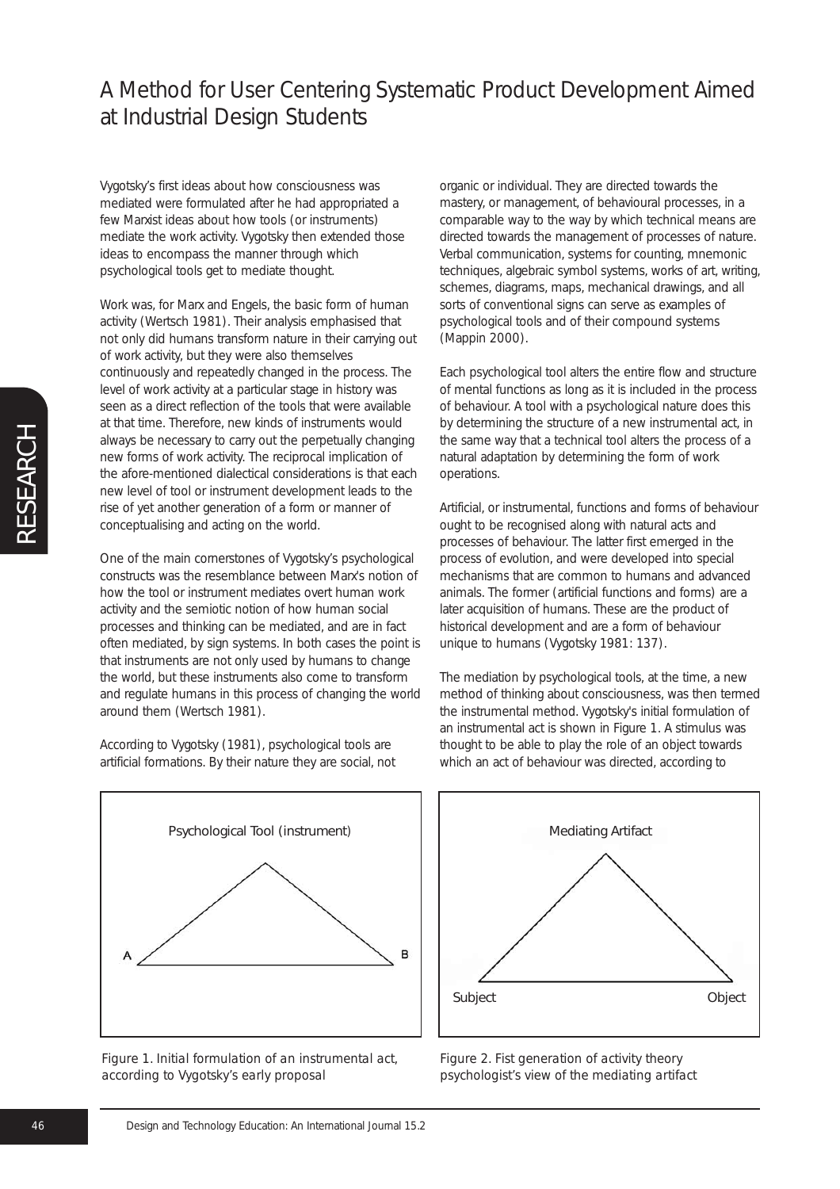Vygotsky's first ideas about how consciousness was mediated were formulated after he had appropriated a few Marxist ideas about how tools (or instruments) mediate the work activity. Vygotsky then extended those ideas to encompass the manner through which psychological tools get to mediate thought.

Work was, for Marx and Engels, the basic form of human activity (Wertsch 1981). Their analysis emphasised that not only did humans transform nature in their carrying out of work activity, but they were also themselves continuously and repeatedly changed in the process. The level of work activity at a particular stage in history was seen as a direct reflection of the tools that were available at that time. Therefore, new kinds of instruments would always be necessary to carry out the perpetually changing new forms of work activity. The reciprocal implication of the afore-mentioned dialectical considerations is that each new level of tool or instrument development leads to the rise of yet another generation of a form or manner of conceptualising and acting on the world.

One of the main cornerstones of Vygotsky's psychological constructs was the resemblance between Marx's notion of how the tool or instrument mediates overt human work activity and the semiotic notion of how human social processes and thinking can be mediated, and are in fact often mediated, by sign systems. In both cases the point is that instruments are not only used by humans to change the world, but these instruments also come to transform and regulate humans in this process of changing the world around them (Wertsch 1981).

According to Vygotsky (1981), psychological tools are artificial formations. By their nature they are social, not organic or individual. They are directed towards the mastery, or management, of behavioural processes, in a comparable way to the way by which technical means are directed towards the management of processes of nature. Verbal communication, systems for counting, mnemonic techniques, algebraic symbol systems, works of art, writing, schemes, diagrams, maps, mechanical drawings, and all sorts of conventional signs can serve as examples of psychological tools and of their compound systems (Mappin 2000).

Each psychological tool alters the entire flow and structure of mental functions as long as it is included in the process of behaviour. A tool with a psychological nature does this by determining the structure of a new instrumental act, in the same way that a technical tool alters the process of a natural adaptation by determining the form of work operations.

Artificial, or instrumental, functions and forms of behaviour ought to be recognised along with natural acts and processes of behaviour. The latter first emerged in the process of evolution, and were developed into special mechanisms that are common to humans and advanced animals. The former (artificial functions and forms) are a later acquisition of humans. These are the product of historical development and are a form of behaviour unique to humans (Vygotsky 1981: 137).

The mediation by psychological tools, at the time, a new method of thinking about consciousness, was then termed the instrumental method. Vygotsky's initial formulation of an instrumental act is shown in Figure 1. A stimulus was thought to be able to play the role of an object towards which an act of behaviour was directed, according to

Psychological Tool (instrument)

A B

*Figure 1. Initial formulation of an instrumental act, according to Vygotsky's early proposal*

Mediating Artifact

Subject Object

*Figure 2. Fist generation of activity theory psychologist's view of the mediating artifact*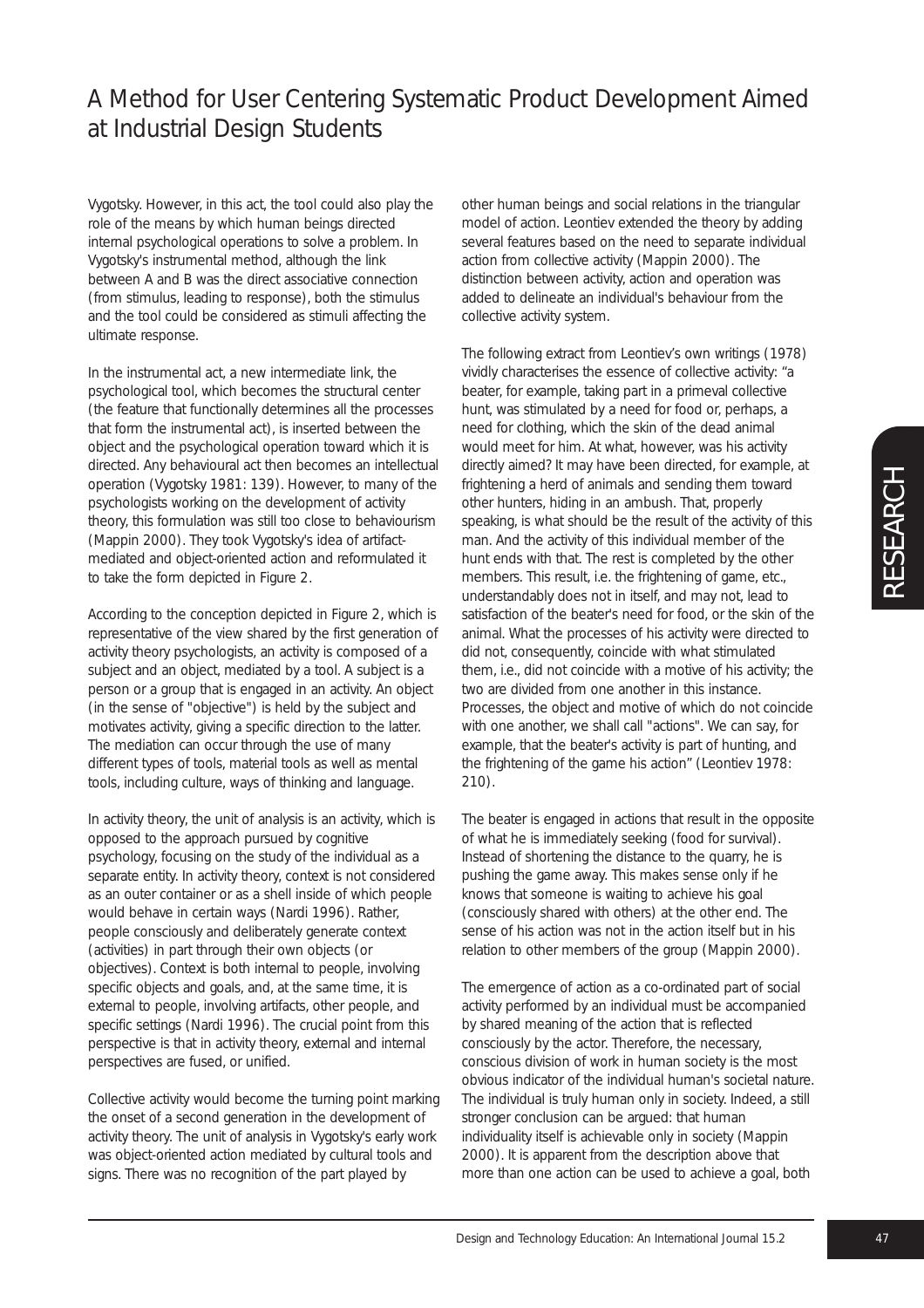Vygotsky. However, in this act, the tool could also play the role of the means by which human beings directed internal psychological operations to solve a problem. In Vygotsky's instrumental method, although the link between A and B was the direct associative connection (from stimulus, leading to response), both the stimulus and the tool could be considered as stimuli affecting the ultimate response.

In the instrumental act, a new intermediate link, the psychological tool, which becomes the structural center (the feature that functionally determines all the processes that form the instrumental act), is inserted between the object and the psychological operation toward which it is directed. Any behavioural act then becomes an intellectual operation (Vygotsky 1981: 139). However, to many of the psychologists working on the development of activity theory, this formulation was still too close to behaviourism (Mappin 2000). They took Vygotsky's idea of artifact-mediated and object-oriented action and reformulated it to take the form depicted in Figure 2.

According to the conception depicted in Figure 2, which is representative of the view shared by the first generation of activity theory psychologists, an activity is composed of a subject and an object, mediated by a tool. A subject is a person or a group that is engaged in an activity. An object (in the sense of "objective") is held by the subject and motivates activity, giving a specific direction to the latter. The mediation can occur through the use of many different types of tools, material tools as well as mental tools, including culture, ways of thinking and language.

In activity theory, the unit of analysis is an activity, which is opposed to the approach pursued by cognitive psychology, focusing on the study of the individual as a separate entity. In activity theory, context is not considered as an outer container or as a shell inside of which people would behave in certain ways (Nardi 1996). Rather, people consciously and deliberately generate context (activities) in part through their own objects (or objectives). Context is both internal to people, involving specific objects and goals, and, at the same time, it is external to people, involving artifacts, other people, and specific settings (Nardi 1996). The crucial point from this perspective is that in activity theory, external and internal perspectives are fused, or unified.

Collective activity would become the turning point marking the onset of a second generation in the development of activity theory. The unit of analysis in Vygotsky's early work was object-oriented action mediated by cultural tools and signs. There was no recognition of the part played by other human beings and social relations in the triangular model of action. Leontiev extended the theory by adding several features based on the need to separate individual action from collective activity (Mappin 2000). The distinction between activity, action and operation was added to delineate an individual's behaviour from the collective activity system.

The following extract from Leontiev's own writings (1978) vividly characterises the essence of collective activity: "a beater, for example, taking part in a primeval collective hunt, was stimulated by a need for food or, perhaps, a need for clothing, which the skin of the dead animal would meet for him. At what, however, was his activity directly aimed? It may have been directed, for example, at frightening a herd of animals and sending them toward other hunters, hiding in an ambush. That, properly speaking, is what should be the result of the activity of this man. And the activity of this individual member of the hunt ends with that. The rest is completed by the other members. This result, i.e. the frightening of game, etc., understandably does not in itself, and may not, lead to satisfaction of the beater's need for food, or the skin of the animal. What the processes of his activity were directed to did not, consequently, coincide with what stimulated them, i.e., did not coincide with a motive of his activity; the two are divided from one another in this instance. Processes, the object and motive of which do not coincide with one another, we shall call "actions". We can say, for example, that the beater's activity is part of hunting, and the frightening of the game his action" (Leontiev 1978: 210).

The beater is engaged in actions that result in the opposite of what he is immediately seeking (food for survival). Instead of shortening the distance to the quarry, he is pushing the game away. This makes sense only if he knows that someone is waiting to achieve his goal (consciously shared with others) at the other end. The sense of his action was not in the action itself but in his relation to other members of the group (Mappin 2000).

The emergence of action as a co-ordinated part of social activity performed by an individual must be accompanied by shared meaning of the action that is reflected consciously by the actor. Therefore, the necessary, conscious division of work in human society is the most obvious indicator of the individual human's societal nature. The individual is truly human only in society. Indeed, a still stronger conclusion can be argued: that human individuality itself is achievable only in society (Mappin 2000). It is apparent from the description above that more than one action can be used to achieve a goal, both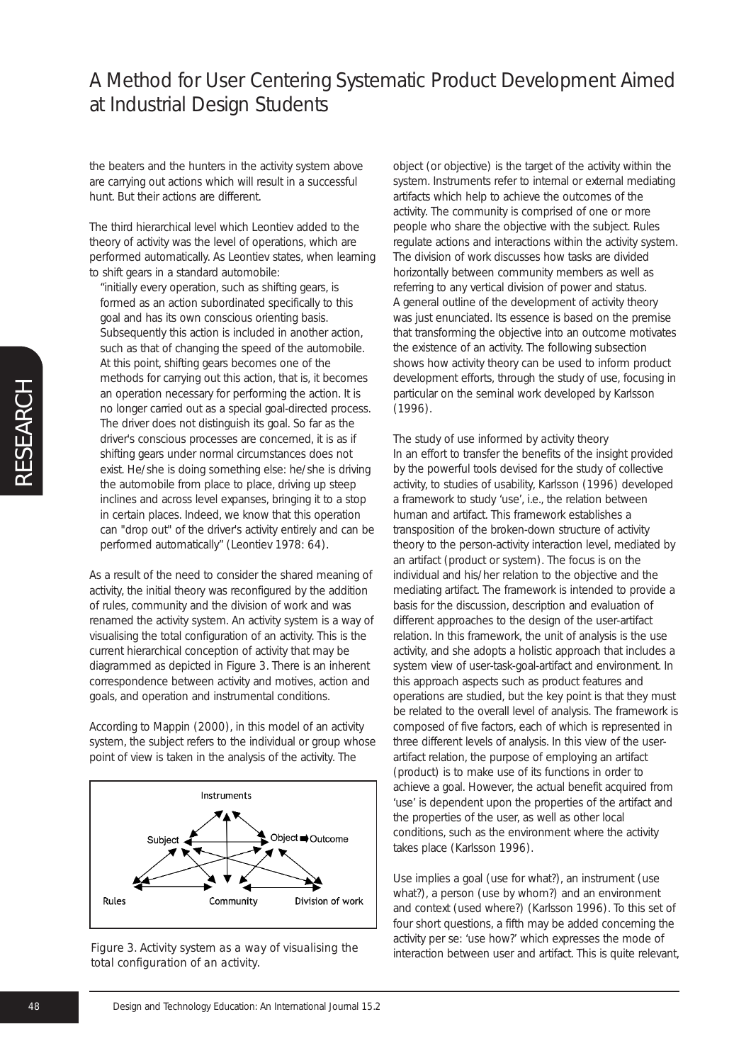the beaters and the hunters in the activity system above are carrying out actions which will result in a successful hunt. But their actions are different.

The third hierarchical level which Leontiev added to the theory of activity was the level of operations, which are performed automatically. As Leontiev states, when learning to shift gears in a standard automobile:

> "initially every operation, such as shifting gears, is formed as an action subordinated specifically to this goal and has its own conscious orienting basis. Subsequently this action is included in another action, such as that of changing the speed of the automobile. At this point, shifting gears becomes one of the methods for carrying out this action, that is, it becomes an operation necessary for performing the action. It is no longer carried out as a special goal-directed process. The driver does not distinguish its goal. So far as the driver's conscious processes are concerned, it is as if shifting gears under normal circumstances does not exist. He/she is doing something else: he/she is driving the automobile from place to place, driving up steep inclines and across level expanses, bringing it to a stop in certain places. Indeed, we know that this operation can "drop out" of the driver's activity entirely and can be performed automatically" (Leontiev 1978: 64).

As a result of the need to consider the shared meaning of activity, the initial theory was reconfigured by the addition of rules, community and the division of work and was renamed the activity system. An activity system is a way of visualising the total configuration of an activity. This is the current hierarchical conception of activity that may be diagrammed as depicted in Figure 3. There is an inherent correspondence between activity and motives, action and goals, and operation and instrumental conditions.

According to Mappin (2000), in this model of an activity system, the subject refers to the individual or group whose point of view is taken in the analysis of the activity. The object (or objective) is the target of the activity within the system. Instruments refer to internal or external mediating artifacts which help to achieve the outcomes of the activity. The community is comprised of one or more people who share the objective with the subject. Rules regulate actions and interactions within the activity system. The division of work discusses how tasks are divided horizontally between community members as well as referring to any vertical division of power and status.

A general outline of the development of activity theory was just enunciated. Its essence is based on the premise that transforming the objective into an outcome motivates the existence of an activity. The following subsection shows how activity theory can be used to inform product development efforts, through the study of use, focusing in particular on the seminal work developed by Karlsson (1996).

Figure 3. Activity system as a way of visualising the total configuration of an activity.

### The study of use informed by activity theory

In an effort to transfer the benefits of the insight provided by the powerful tools devised for the study of collective activity, to studies of usability, Karlsson (1996) developed a framework to study 'use', i.e., the relation between human and artifact. This framework establishes a transposition of the broken-down structure of activity theory to the person-activity interaction level, mediated by an artifact (product or system). The focus is on the individual and his/her relation to the objective and the mediating artifact. The framework is intended to provide a basis for the discussion, description and evaluation of different approaches to the design of the user-artifact relation. In this framework, the unit of analysis is the use activity, and she adopts a holistic approach that includes a system view of user-task-goal-artifact and environment. In this approach aspects such as product features and operations are studied, but the key point is that they must be related to the overall level of analysis. The framework is composed of five factors, each of which is represented in three different levels of analysis. In this view of the user-artifact relation, the purpose of employing an artifact (product) is to make use of its functions in order to achieve a goal. However, the actual benefit acquired from 'use' is dependent upon the properties of the artifact and the properties of the user, as well as other local conditions, such as the environment where the activity takes place (Karlsson 1996).

Use implies a goal (use for what?), an instrument (use what?), a person (use by whom?) and an environment and context (used where?) (Karlsson 1996). To this set of four short questions, a fifth may be added concerning the activity per se: 'use how?' which expresses the mode of interaction between user and artifact. This is quite relevant,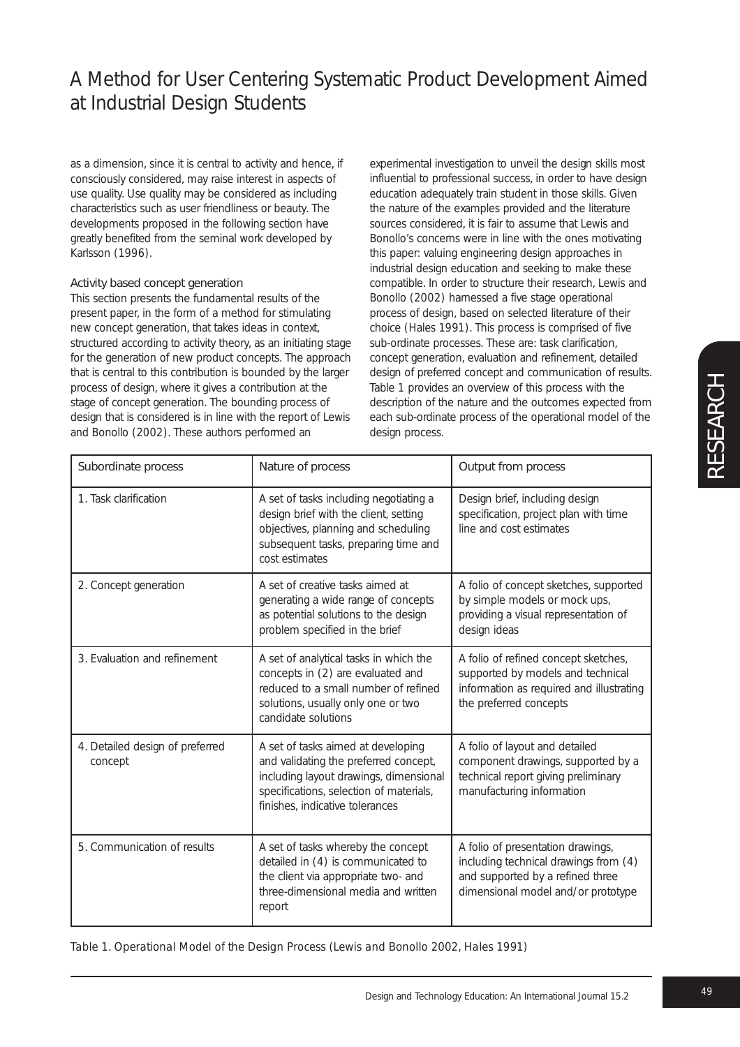as a dimension, since it is central to activity and hence, if consciously considered, may raise interest in aspects of use quality. Use quality may be considered as including characteristics such as user friendliness or beauty. The developments proposed in the following section have greatly benefited from the seminal work developed by Karlsson (1996).

### Activity based concept generation

This section presents the fundamental results of the present paper, in the form of a method for stimulating new concept generation, that takes ideas in context, structured according to activity theory, as an initiating stage for the generation of new product concepts. The approach that is central to this contribution is bounded by the larger process of design, where it gives a contribution at the stage of concept generation. The bounding process of design that is considered is in line with the report of Lewis and Bonollo (2002). These authors performed an experimental investigation to unveil the design skills most influential to professional success, in order to have design education adequately train student in those skills. Given the nature of the examples provided and the literature sources considered, it is fair to assume that Lewis and Bonollo's concerns were in line with the ones motivating this paper: valuing engineering design approaches in industrial design education and seeking to make these compatible. In order to structure their research, Lewis and Bonollo (2002) harnessed a five stage operational process of design, based on selected literature of their choice (Hales 1991). This process is comprised of five sub-ordinate processes. These are: task clarification, concept generation, evaluation and refinement, detailed design of preferred concept and communication of results. Table 1 provides an overview of this process with the description of the nature and the outcomes expected from each sub-ordinate process of the operational model of the design process.

| Subordinate process | Nature of process | Output from process |
|---|---|---|
| 1. Task clarification | A set of tasks including negotiating a design brief with the client, setting objectives, planning and scheduling subsequent tasks, preparing time and cost estimates | Design brief, including design specification, project plan with time line and cost estimates |
| 2. Concept generation | A set of creative tasks aimed at generating a wide range of concepts as potential solutions to the design problem specified in the brief | A folio of concept sketches, supported by simple models or mock ups, providing a visual representation of design ideas |
| 3. Evaluation and refinement | A set of analytical tasks in which the concepts in (2) are evaluated and reduced to a small number of refined solutions, usually only one or two candidate solutions | A folio of refined concept sketches, supported by models and technical information as required and illustrating the preferred concepts |
| 4. Detailed design of preferred concept | A set of tasks aimed at developing and validating the preferred concept, including layout drawings, dimensional specifications, selection of materials, finishes, indicative tolerances | A folio of layout and detailed component drawings, supported by a technical report giving preliminary manufacturing information |
| 5. Communication of results | A set of tasks whereby the concept detailed in (4) is communicated to the client via appropriate two- and three-dimensional media and written report | A folio of presentation drawings, including technical drawings from (4) and supported by a refined three dimensional model and/or prototype |

*Table 1. Operational Model of the Design Process (Lewis and Bonollo 2002, Hales 1991)*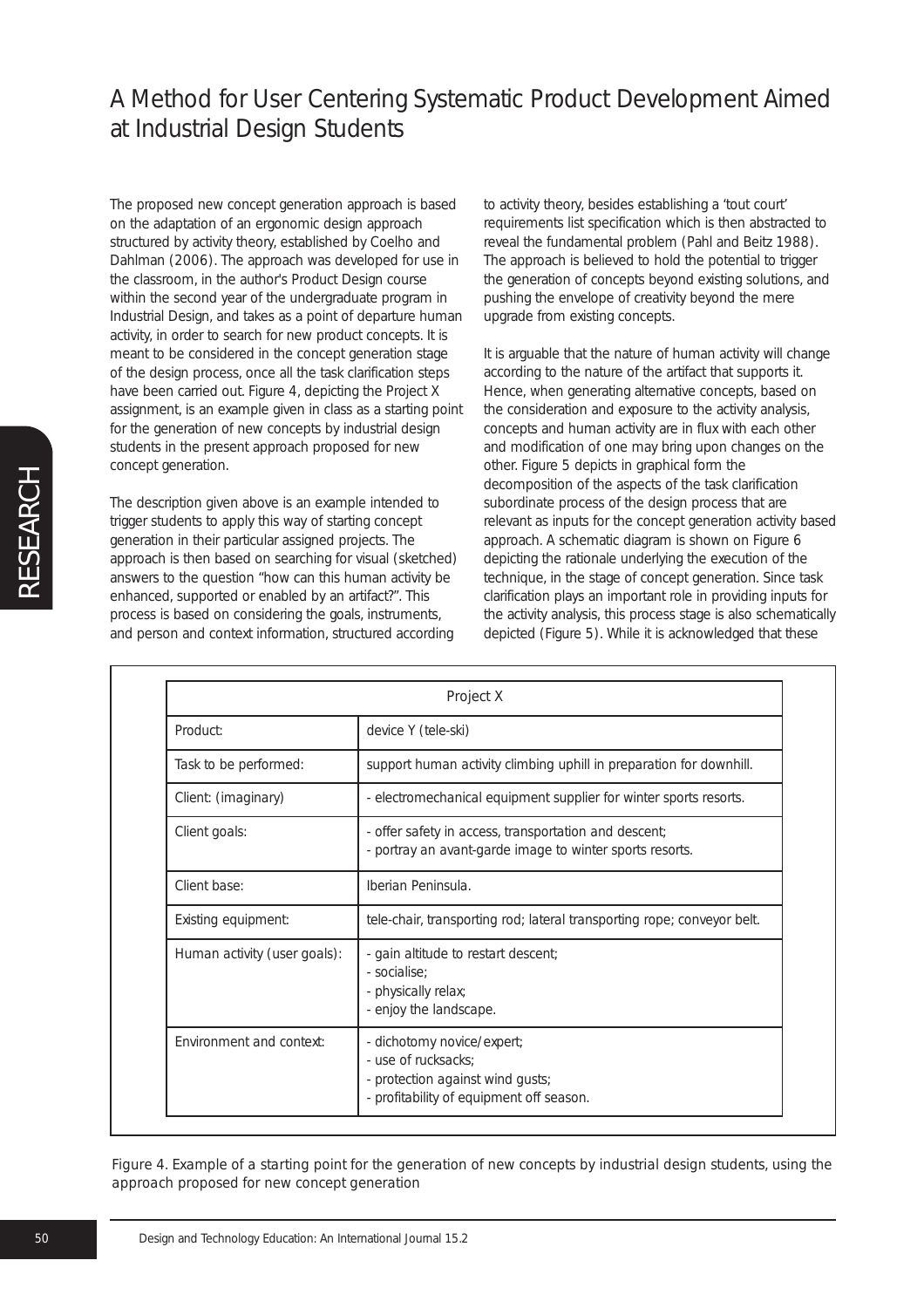The proposed new concept generation approach is based on the adaptation of an ergonomic design approach structured by activity theory, established by Coelho and Dahlman (2006). The approach was developed for use in the classroom, in the author's Product Design course within the second year of the undergraduate program in Industrial Design, and takes as a point of departure human activity, in order to search for new product concepts. It is meant to be considered in the concept generation stage of the design process, once all the task clarification steps have been carried out. Figure 4, depicting the Project X assignment, is an example given in class as a starting point for the generation of new concepts by industrial design students in the present approach proposed for new concept generation.

The description given above is an example intended to trigger students to apply this way of starting concept generation in their particular assigned projects. The approach is then based on searching for visual (sketched) answers to the question "how can this human activity be enhanced, supported or enabled by an artifact?". This process is based on considering the goals, instruments, and person and context information, structured according to activity theory, besides establishing a 'tout court' requirements list specification which is then abstracted to reveal the fundamental problem (Pahl and Beitz 1988). The approach is believed to hold the potential to trigger the generation of concepts beyond existing solutions, and pushing the envelope of creativity beyond the mere upgrade from existing concepts.

It is arguable that the nature of human activity will change according to the nature of the artifact that supports it. Hence, when generating alternative concepts, based on the consideration and exposure to the activity analysis, concepts and human activity are in flux with each other and modification of one may bring upon changes on the other. Figure 5 depicts in graphical form the decomposition of the aspects of the task clarification subordinate process of the design process that are relevant as inputs for the concept generation activity based approach. A schematic diagram is shown on Figure 6 depicting the rationale underlying the execution of the technique, in the stage of concept generation. Since task clarification plays an important role in providing inputs for the activity analysis, this process stage is also schematically depicted (Figure 5). While it is acknowledged that these

| Project X | |
|---|---|
| Product: | device Y (tele-ski) |
| Task to be performed: | support human activity climbing uphill in preparation for downhill. |
| Client: (imaginary) | - electromechanical equipment supplier for winter sports resorts. |
| Client goals: | - offer safety in access, transportation and descent;<br>- portray an avant-garde image to winter sports resorts. |
| Client base: | Iberian Peninsula. |
| Existing equipment: | tele-chair, transporting rod; lateral transporting rope; conveyor belt. |
| Human activity (user goals): | - gain altitude to restart descent;<br>- socialise;<br>- physically relax;<br>- enjoy the landscape. |
| Environment and context: | - dichotomy novice/expert;<br>- use of rucksacks;<br>- protection against wind gusts;<br>- profitability of equipment off season. |

Figure 4. Example of a starting point for the generation of new concepts by industrial design students, using the approach proposed for new concept generation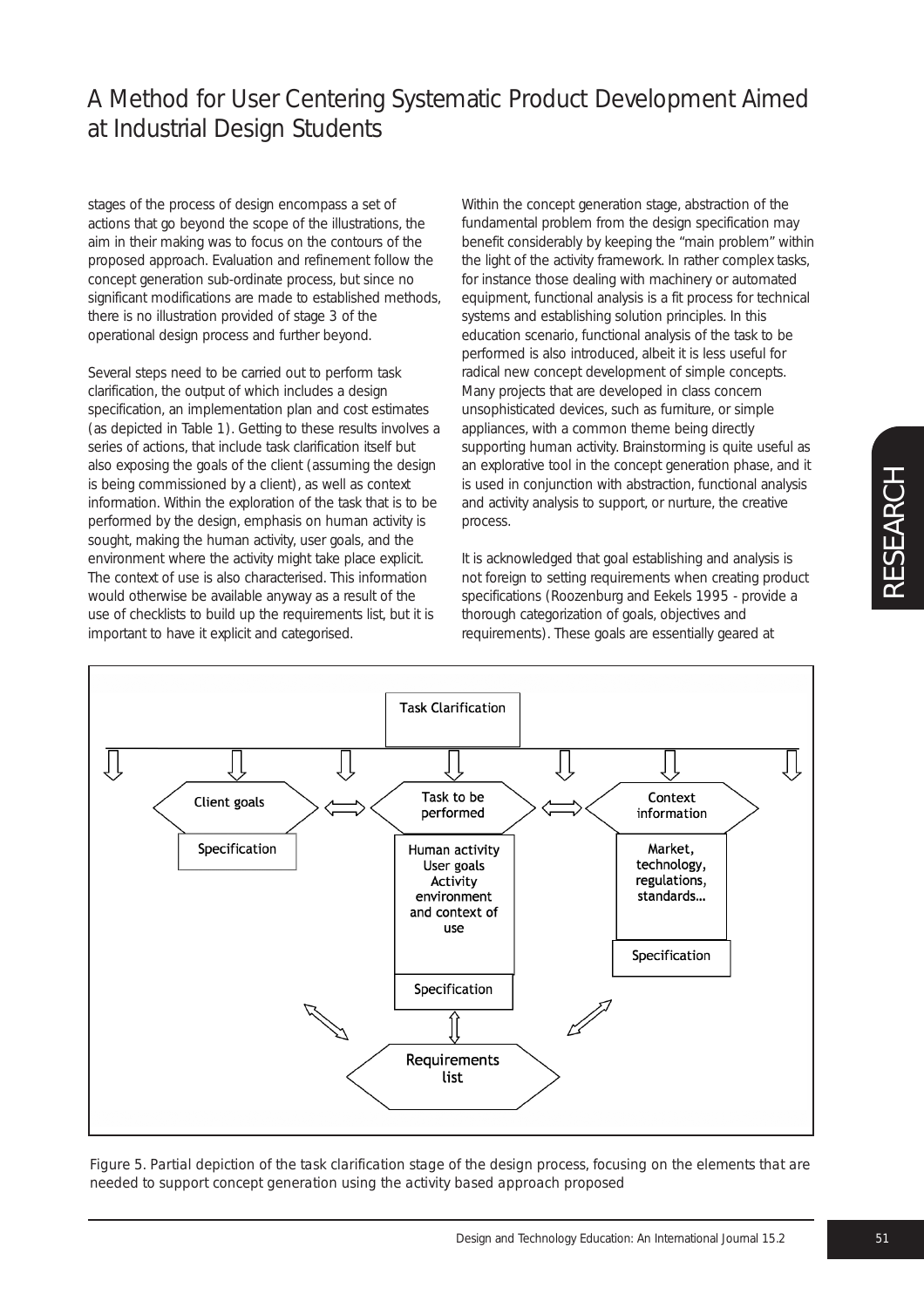stages of the process of design encompass a set of actions that go beyond the scope of the illustrations, the aim in their making was to focus on the contours of the proposed approach. Evaluation and refinement follow the concept generation sub-ordinate process, but since no significant modifications are made to established methods, there is no illustration provided of stage 3 of the operational design process and further beyond.

Several steps need to be carried out to perform task clarification, the output of which includes a design specification, an implementation plan and cost estimates (as depicted in Table 1). Getting to these results involves a series of actions, that include task clarification itself but also exposing the goals of the client (assuming the design is being commissioned by a client), as well as context information. Within the exploration of the task that is to be performed by the design, emphasis on human activity is sought, making the human activity, user goals, and the environment where the activity might take place explicit. The context of use is also characterised. This information would otherwise be available anyway as a result of the use of checklists to build up the requirements list, but it is important to have it explicit and categorised.

Within the concept generation stage, abstraction of the fundamental problem from the design specification may benefit considerably by keeping the "main problem" within the light of the activity framework. In rather complex tasks, for instance those dealing with machinery or automated equipment, functional analysis is a fit process for technical systems and establishing solution principles. In this education scenario, functional analysis of the task to be performed is also introduced, albeit it is less useful for radical new concept development of simple concepts. Many projects that are developed in class concern unsophisticated devices, such as furniture, or simple appliances, with a common theme being directly supporting human activity. Brainstorming is quite useful as an explorative tool in the concept generation phase, and it is used in conjunction with abstraction, functional analysis and activity analysis to support, or nurture, the creative process.

It is acknowledged that goal establishing and analysis is not foreign to setting requirements when creating product specifications (Roozenburg and Eekels 1995 - provide a thorough categorization of goals, objectives and requirements). These goals are essentially geared at

Task Clarification

Client goals — Specification

Task to be performed — Human activity, User goals, Activity environment and context of use — Specification

Context information — Market, technology, regulations, standards… — Specification

Requirements list

Figure 5. Partial depiction of the task clarification stage of the design process, focusing on the elements that are needed to support concept generation using the activity based approach proposed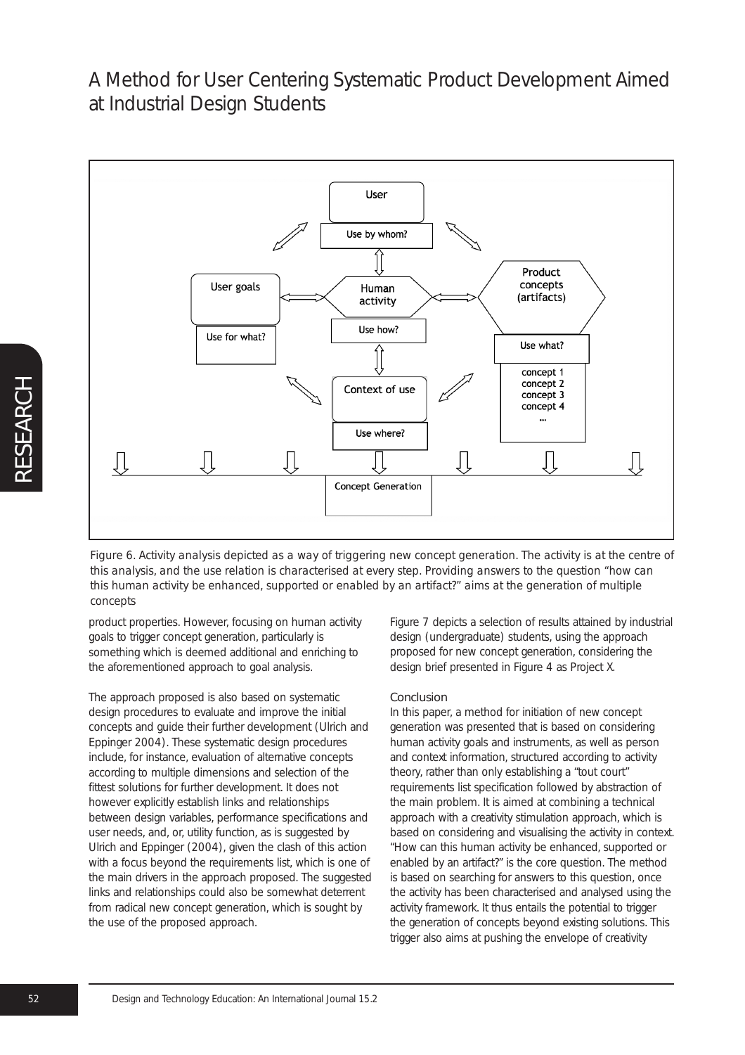User

Use by whom?

User goals

Use for what?

Human activity

Use how?

Product concepts (artifacts)

Use what?

concept 1
concept 2
concept 3
concept 4
...

Context of use

Use where?

Concept Generation

Figure 6. Activity analysis depicted as a way of triggering new concept generation. The activity is at the centre of this analysis, and the use relation is characterised at every step. Providing answers to the question "how can this human activity be enhanced, supported or enabled by an artifact?" aims at the generation of multiple concepts

product properties. However, focusing on human activity goals to trigger concept generation, particularly is something which is deemed additional and enriching to the aforementioned approach to goal analysis.

The approach proposed is also based on systematic design procedures to evaluate and improve the initial concepts and guide their further development (Ulrich and Eppinger 2004). These systematic design procedures include, for instance, evaluation of alternative concepts according to multiple dimensions and selection of the fittest solutions for further development. It does not however explicitly establish links and relationships between design variables, performance specifications and user needs, and, or, utility function, as is suggested by Ulrich and Eppinger (2004), given the clash of this action with a focus beyond the requirements list, which is one of the main drivers in the approach proposed. The suggested links and relationships could also be somewhat deterrent from radical new concept generation, which is sought by the use of the proposed approach.

Figure 7 depicts a selection of results attained by industrial design (undergraduate) students, using the approach proposed for new concept generation, considering the design brief presented in Figure 4 as Project X.

## Conclusion

In this paper, a method for initiation of new concept generation was presented that is based on considering human activity goals and instruments, as well as person and context information, structured according to activity theory, rather than only establishing a "tout court" requirements list specification followed by abstraction of the main problem. It is aimed at combining a technical approach with a creativity stimulation approach, which is based on considering and visualising the activity in context. "How can this human activity be enhanced, supported or enabled by an artifact?" is the core question. The method is based on searching for answers to this question, once the activity has been characterised and analysed using the activity framework. It thus entails the potential to trigger the generation of concepts beyond existing solutions. This trigger also aims at pushing the envelope of creativity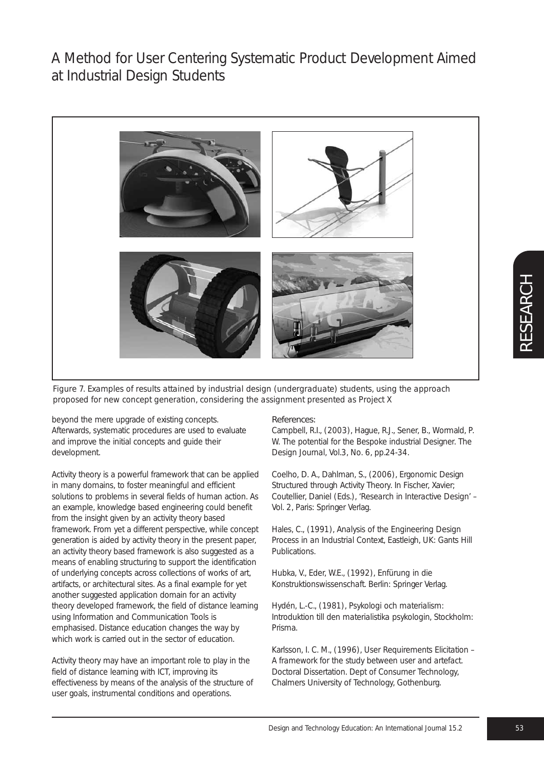Figure 7. Examples of results attained by industrial design (undergraduate) students, using the approach proposed for new concept generation, considering the assignment presented as Project X

beyond the mere upgrade of existing concepts. Afterwards, systematic procedures are used to evaluate and improve the initial concepts and guide their development.

Activity theory is a powerful framework that can be applied in many domains, to foster meaningful and efficient solutions to problems in several fields of human action. As an example, knowledge based engineering could benefit from the insight given by an activity theory based framework. From yet a different perspective, while concept generation is aided by activity theory in the present paper, an activity theory based framework is also suggested as a means of enabling structuring to support the identification of underlying concepts across collections of works of art, artifacts, or architectural sites. As a final example for yet another suggested application domain for an activity theory developed framework, the field of distance learning using Information and Communication Tools is emphasised. Distance education changes the way by which work is carried out in the sector of education.

Activity theory may have an important role to play in the field of distance learning with ICT, improving its effectiveness by means of the analysis of the structure of user goals, instrumental conditions and operations.

References:

Campbell, R.I., (2003), Hague, R.J., Sener, B., Wormald, P. W. The potential for the Bespoke industrial Designer. The Design Journal, Vol.3, No. 6, pp.24-34.

Coelho, D. A., Dahlman, S., (2006), Ergonomic Design Structured through Activity Theory. In Fischer, Xavier; Coutellier, Daniel (Eds.), 'Research in Interactive Design' – Vol. 2, Paris: Springer Verlag.

Hales, C., (1991), Analysis of the Engineering Design Process in an Industrial Context, Eastleigh, UK: Gants Hill Publications.

Hubka, V., Eder, W.E., (1992), Enfürung in die Konstruktionswissenschaft. Berlin: Springer Verlag.

Hydén, L.-C., (1981), Psykologi och materialism: Introduktion till den materialistika psykologin, Stockholm: Prisma.

Karlsson, I. C. M., (1996), User Requirements Elicitation – A framework for the study between user and artefact. Doctoral Dissertation. Dept of Consumer Technology, Chalmers University of Technology, Gothenburg.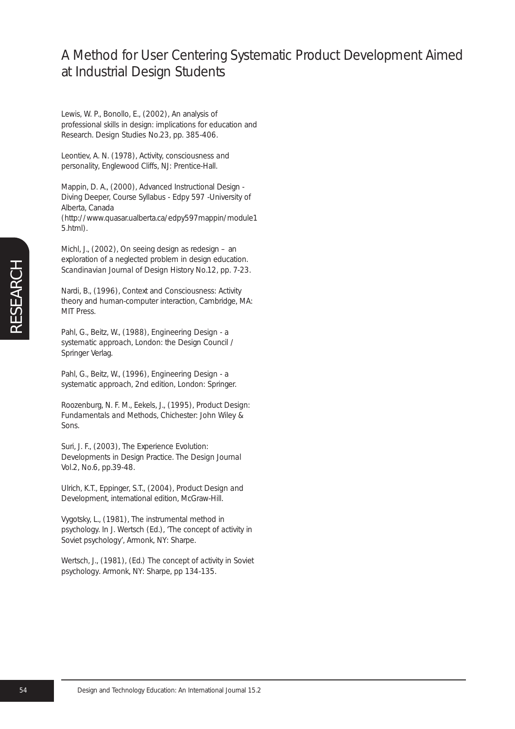Lewis, W. P., Bonollo, E., (2002), An analysis of professional skills in design: implications for education and Research. Design Studies No.23, pp. 385-406.

Leontiev, A. N. (1978), Activity, consciousness and personality, Englewood Cliffs, NJ: Prentice-Hall.

Mappin, D. A., (2000), Advanced Instructional Design - Diving Deeper, Course Syllabus - Edpy 597 -University of Alberta, Canada (http://www.quasar.ualberta.ca/edpy597mappin/module15.html).

Michl, J., (2002), On seeing design as redesign – an exploration of a neglected problem in design education. Scandinavian Journal of Design History No.12, pp. 7-23.

Nardi, B., (1996), Context and Consciousness: Activity theory and human-computer interaction, Cambridge, MA: MIT Press.

Pahl, G., Beitz, W., (1988), Engineering Design - a systematic approach, London: the Design Council / Springer Verlag.

Pahl, G., Beitz, W., (1996), Engineering Design - a systematic approach, 2nd edition, London: Springer.

Roozenburg, N. F. M., Eekels, J., (1995), Product Design: Fundamentals and Methods, Chichester: John Wiley & Sons.

Suri, J. F., (2003), The Experience Evolution: Developments in Design Practice. The Design Journal Vol.2, No.6, pp.39-48.

Ulrich, K.T., Eppinger, S.T., (2004), Product Design and Development, international edition, McGraw-Hill.

Vygotsky, L., (1981), The instrumental method in psychology. In J. Wertsch (Ed.), 'The concept of activity in Soviet psychology', Armonk, NY: Sharpe.

Wertsch, J., (1981), (Ed.) The concept of activity in Soviet psychology. Armonk, NY: Sharpe, pp 134-135.